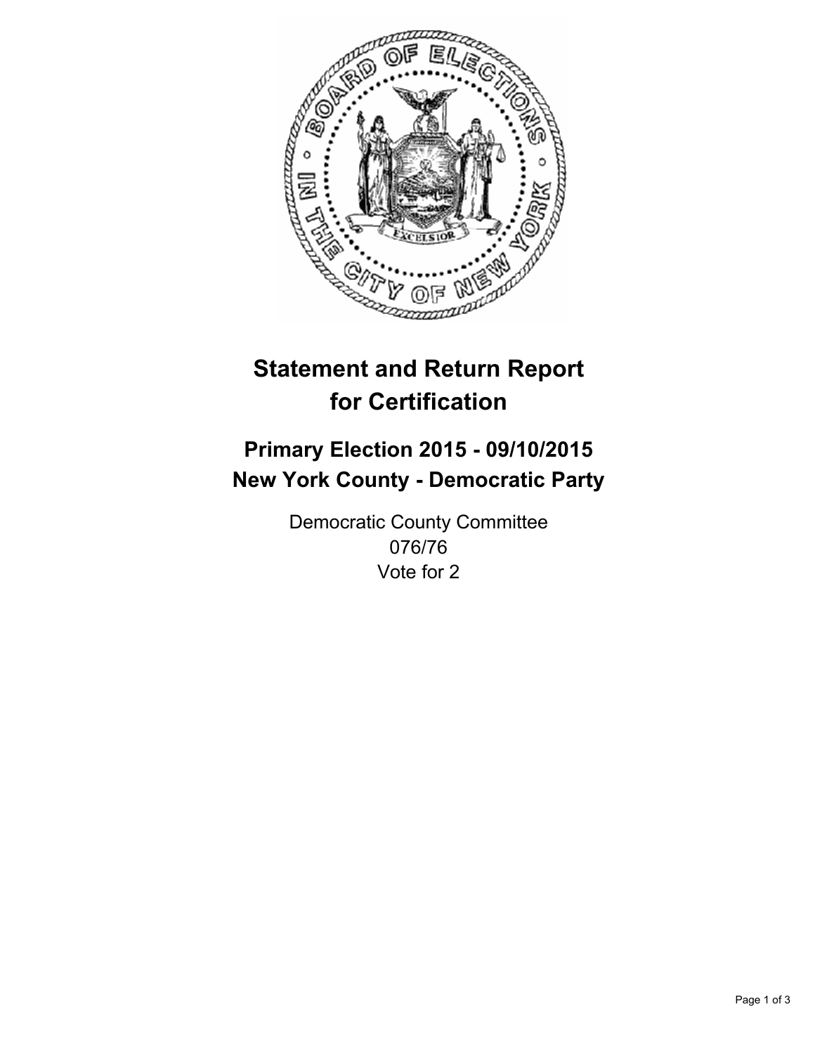# Statement and Return Report for Certification

## Primary Election 2015 - 09/10/2015
## New York County - Democratic Party

Democratic County Committee
076/76
Vote for 2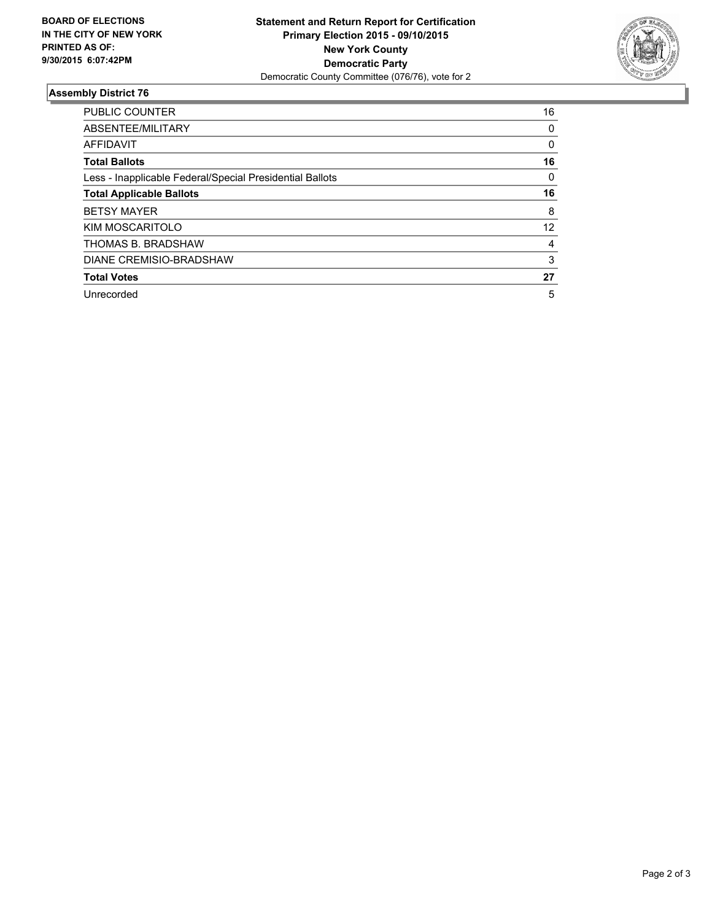**BOARD OF ELECTIONS IN THE CITY OF NEW YORK PRINTED AS OF: 9/30/2015 6:07:42PM**

**Statement and Return Report for Certification**
**Primary Election 2015 - 09/10/2015**
**New York County**
**Democratic Party**
Democratic County Committee (076/76), vote for 2

## Assembly District 76

| | |
|---|---|
| PUBLIC COUNTER | 16 |
| ABSENTEE/MILITARY | 0 |
| AFFIDAVIT | 0 |
| **Total Ballots** | **16** |
| Less - Inapplicable Federal/Special Presidential Ballots | 0 |
| **Total Applicable Ballots** | **16** |
| BETSY MAYER | 8 |
| KIM MOSCARITOLO | 12 |
| THOMAS B. BRADSHAW | 4 |
| DIANE CREMISIO-BRADSHAW | 3 |
| **Total Votes** | **27** |
| Unrecorded | 5 |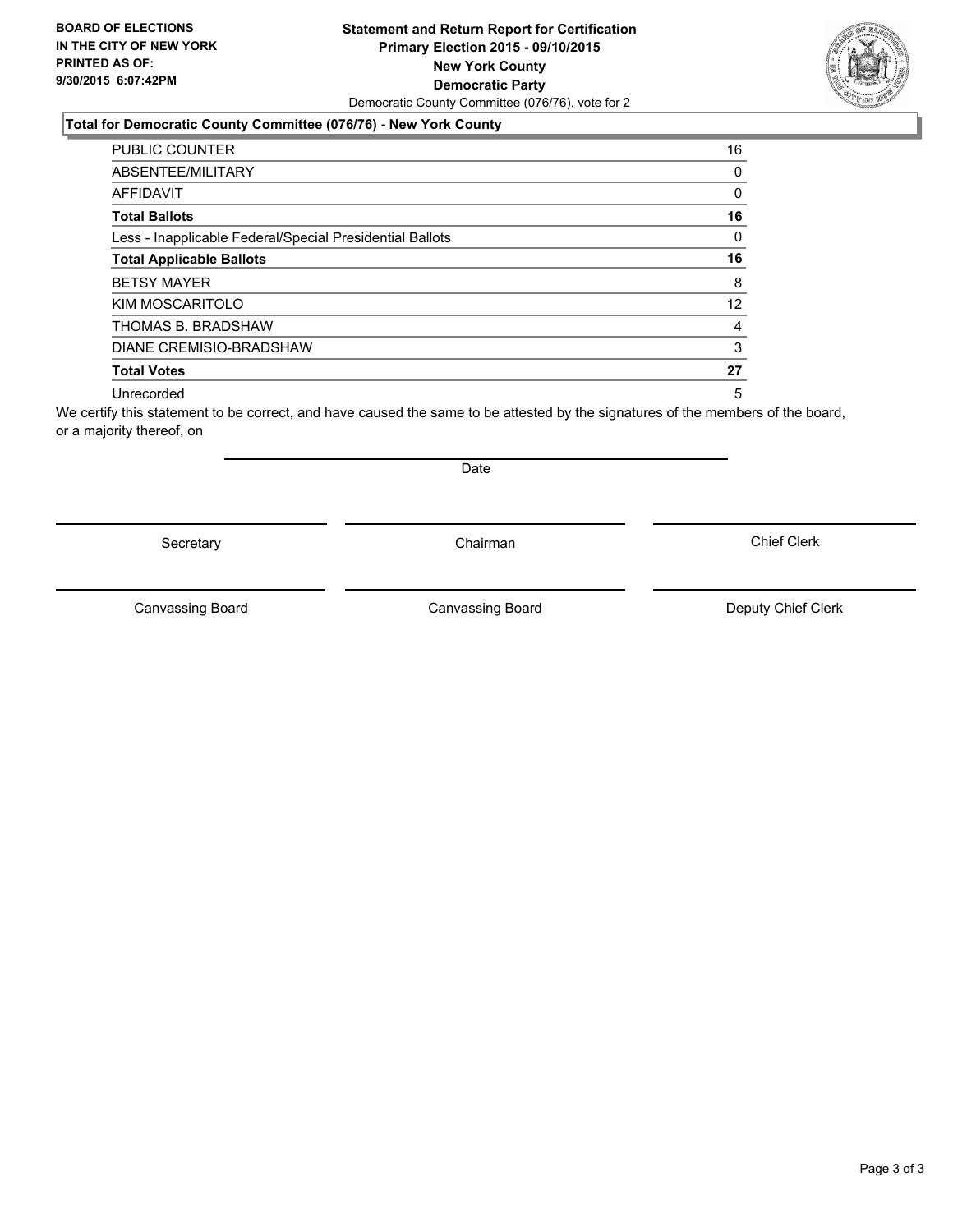**BOARD OF ELECTIONS**
**IN THE CITY OF NEW YORK**
**PRINTED AS OF:**
**9/30/2015 6:07:42PM**

**Statement and Return Report for Certification**
**Primary Election 2015 - 09/10/2015**
**New York County**
**Democratic Party**
Democratic County Committee (076/76), vote for 2

### Total for Democratic County Committee (076/76) - New York County

| | |
|---|---|
| PUBLIC COUNTER | 16 |
| ABSENTEE/MILITARY | 0 |
| AFFIDAVIT | 0 |
| **Total Ballots** | **16** |
| Less - Inapplicable Federal/Special Presidential Ballots | 0 |
| **Total Applicable Ballots** | **16** |
| BETSY MAYER | 8 |
| KIM MOSCARITOLO | 12 |
| THOMAS B. BRADSHAW | 4 |
| DIANE CREMISIO-BRADSHAW | 3 |
| **Total Votes** | **27** |
| Unrecorded | 5 |

We certify this statement to be correct, and have caused the same to be attested by the signatures of the members of the board, or a majority thereof, on

Date

Secretary

Chairman

Chief Clerk

Canvassing Board

Canvassing Board

Deputy Chief Clerk